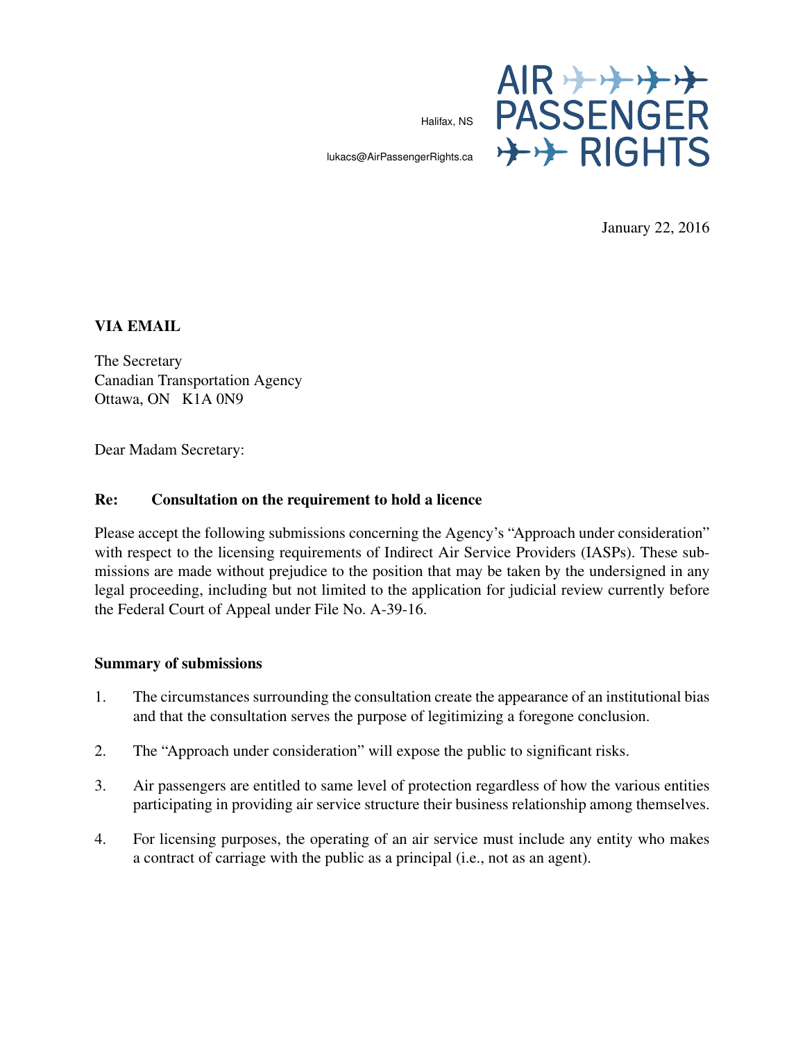Halifax, NS

lukacs@AirPassengerRights.ca

AIR PASSENGER RIGHTS

January 22, 2016

**VIA EMAIL**

The Secretary
Canadian Transportation Agency
Ottawa, ON K1A 0N9

Dear Madam Secretary:

**Re: Consultation on the requirement to hold a licence**

Please accept the following submissions concerning the Agency's "Approach under consideration" with respect to the licensing requirements of Indirect Air Service Providers (IASPs). These submissions are made without prejudice to the position that may be taken by the undersigned in any legal proceeding, including but not limited to the application for judicial review currently before the Federal Court of Appeal under File No. A-39-16.

**Summary of submissions**

1. The circumstances surrounding the consultation create the appearance of an institutional bias and that the consultation serves the purpose of legitimizing a foregone conclusion.

2. The "Approach under consideration" will expose the public to significant risks.

3. Air passengers are entitled to same level of protection regardless of how the various entities participating in providing air service structure their business relationship among themselves.

4. For licensing purposes, the operating of an air service must include any entity who makes a contract of carriage with the public as a principal (i.e., not as an agent).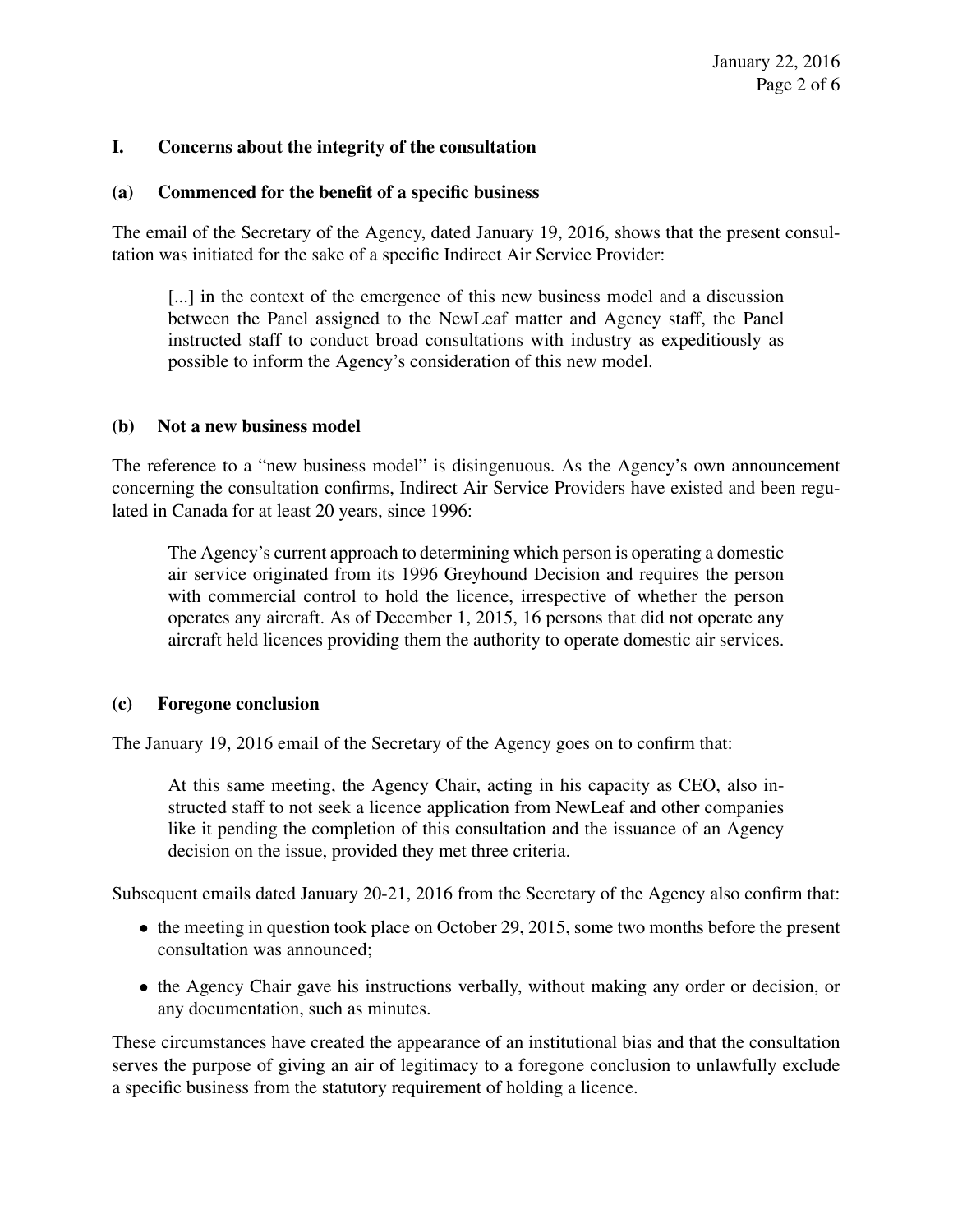## I. Concerns about the integrity of the consultation

### (a) Commenced for the benefit of a specific business

The email of the Secretary of the Agency, dated January 19, 2016, shows that the present consultation was initiated for the sake of a specific Indirect Air Service Provider:

> [...] in the context of the emergence of this new business model and a discussion between the Panel assigned to the NewLeaf matter and Agency staff, the Panel instructed staff to conduct broad consultations with industry as expeditiously as possible to inform the Agency's consideration of this new model.

### (b) Not a new business model

The reference to a "new business model" is disingenuous. As the Agency's own announcement concerning the consultation confirms, Indirect Air Service Providers have existed and been regulated in Canada for at least 20 years, since 1996:

> The Agency's current approach to determining which person is operating a domestic air service originated from its 1996 Greyhound Decision and requires the person with commercial control to hold the licence, irrespective of whether the person operates any aircraft. As of December 1, 2015, 16 persons that did not operate any aircraft held licences providing them the authority to operate domestic air services.

### (c) Foregone conclusion

The January 19, 2016 email of the Secretary of the Agency goes on to confirm that:

> At this same meeting, the Agency Chair, acting in his capacity as CEO, also instructed staff to not seek a licence application from NewLeaf and other companies like it pending the completion of this consultation and the issuance of an Agency decision on the issue, provided they met three criteria.

Subsequent emails dated January 20-21, 2016 from the Secretary of the Agency also confirm that:

- the meeting in question took place on October 29, 2015, some two months before the present consultation was announced;
- the Agency Chair gave his instructions verbally, without making any order or decision, or any documentation, such as minutes.

These circumstances have created the appearance of an institutional bias and that the consultation serves the purpose of giving an air of legitimacy to a foregone conclusion to unlawfully exclude a specific business from the statutory requirement of holding a licence.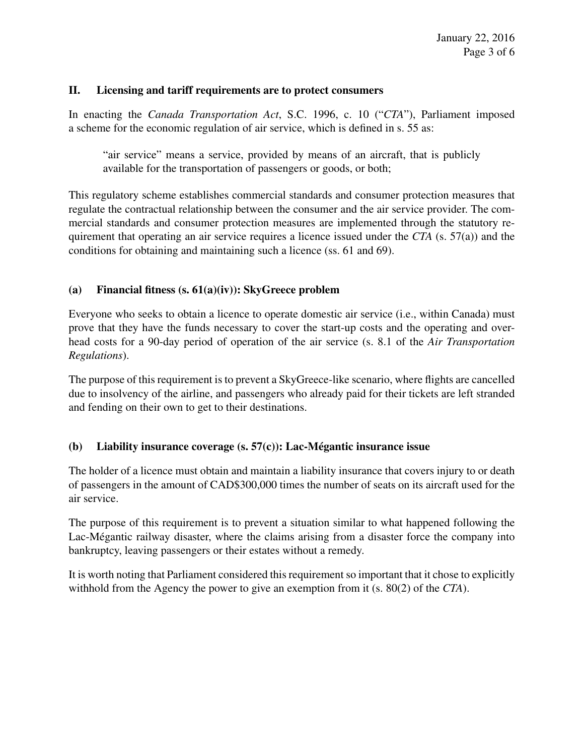## II. Licensing and tariff requirements are to protect consumers

In enacting the *Canada Transportation Act*, S.C. 1996, c. 10 ("*CTA*"), Parliament imposed a scheme for the economic regulation of air service, which is defined in s. 55 as:

> "air service" means a service, provided by means of an aircraft, that is publicly available for the transportation of passengers or goods, or both;

This regulatory scheme establishes commercial standards and consumer protection measures that regulate the contractual relationship between the consumer and the air service provider. The commercial standards and consumer protection measures are implemented through the statutory requirement that operating an air service requires a licence issued under the *CTA* (s. 57(a)) and the conditions for obtaining and maintaining such a licence (ss. 61 and 69).

### (a) Financial fitness (s. 61(a)(iv)): SkyGreece problem

Everyone who seeks to obtain a licence to operate domestic air service (i.e., within Canada) must prove that they have the funds necessary to cover the start-up costs and the operating and overhead costs for a 90-day period of operation of the air service (s. 8.1 of the *Air Transportation Regulations*).

The purpose of this requirement is to prevent a SkyGreece-like scenario, where flights are cancelled due to insolvency of the airline, and passengers who already paid for their tickets are left stranded and fending on their own to get to their destinations.

### (b) Liability insurance coverage (s. 57(c)): Lac-Mégantic insurance issue

The holder of a licence must obtain and maintain a liability insurance that covers injury to or death of passengers in the amount of CAD$300,000 times the number of seats on its aircraft used for the air service.

The purpose of this requirement is to prevent a situation similar to what happened following the Lac-Mégantic railway disaster, where the claims arising from a disaster force the company into bankruptcy, leaving passengers or their estates without a remedy.

It is worth noting that Parliament considered this requirement so important that it chose to explicitly withhold from the Agency the power to give an exemption from it (s. 80(2) of the *CTA*).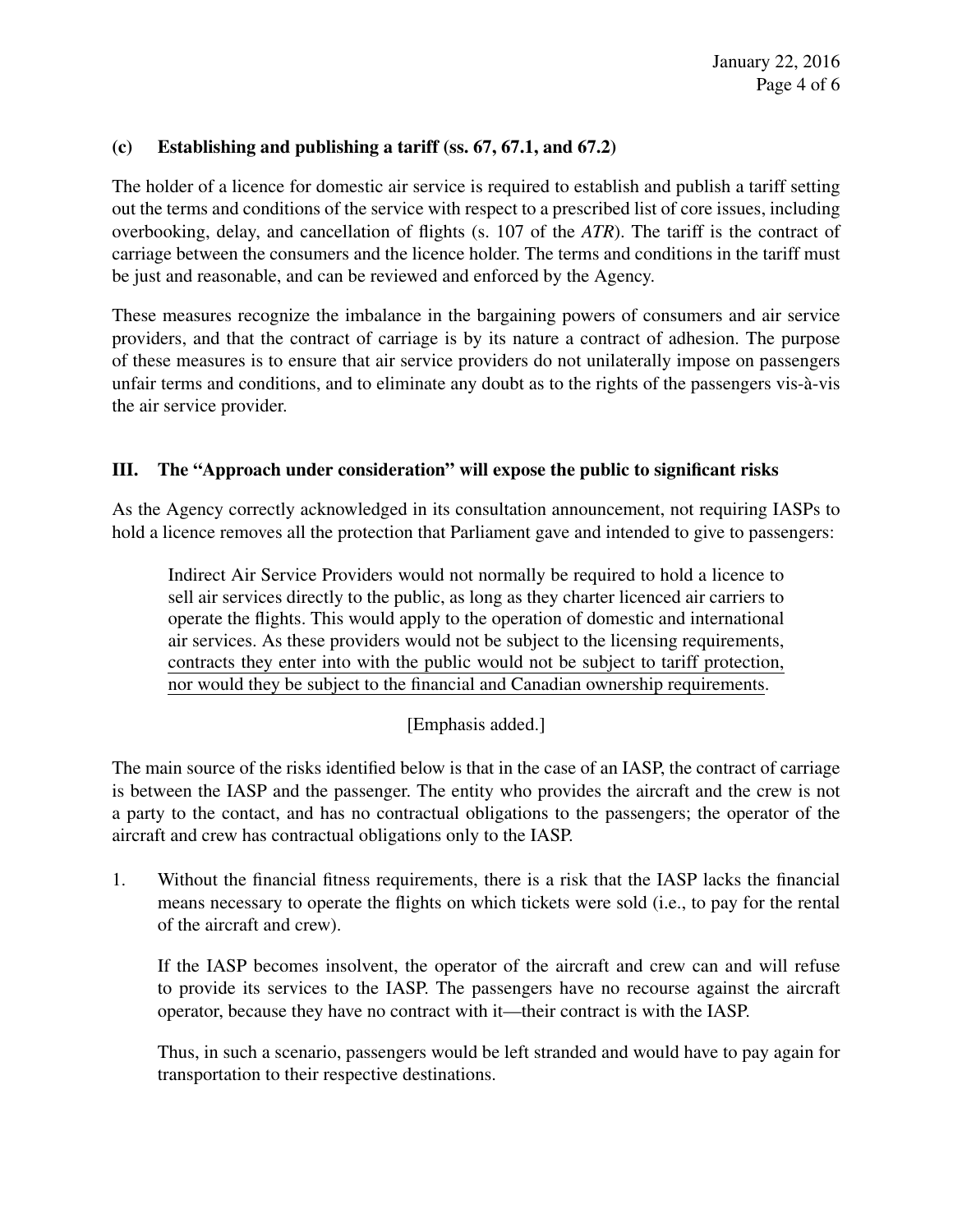### (c) Establishing and publishing a tariff (ss. 67, 67.1, and 67.2)

The holder of a licence for domestic air service is required to establish and publish a tariff setting out the terms and conditions of the service with respect to a prescribed list of core issues, including overbooking, delay, and cancellation of flights (s. 107 of the *ATR*). The tariff is the contract of carriage between the consumers and the licence holder. The terms and conditions in the tariff must be just and reasonable, and can be reviewed and enforced by the Agency.

These measures recognize the imbalance in the bargaining powers of consumers and air service providers, and that the contract of carriage is by its nature a contract of adhesion. The purpose of these measures is to ensure that air service providers do not unilaterally impose on passengers unfair terms and conditions, and to eliminate any doubt as to the rights of the passengers vis-à-vis the air service provider.

## III. The "Approach under consideration" will expose the public to significant risks

As the Agency correctly acknowledged in its consultation announcement, not requiring IASPs to hold a licence removes all the protection that Parliament gave and intended to give to passengers:

> Indirect Air Service Providers would not normally be required to hold a licence to sell air services directly to the public, as long as they charter licenced air carriers to operate the flights. This would apply to the operation of domestic and international air services. As these providers would not be subject to the licensing requirements, <u>contracts they enter into with the public would not be subject to tariff protection, nor would they be subject to the financial and Canadian ownership requirements</u>.
>
> [Emphasis added.]

The main source of the risks identified below is that in the case of an IASP, the contract of carriage is between the IASP and the passenger. The entity who provides the aircraft and the crew is not a party to the contact, and has no contractual obligations to the passengers; the operator of the aircraft and crew has contractual obligations only to the IASP.

1. Without the financial fitness requirements, there is a risk that the IASP lacks the financial means necessary to operate the flights on which tickets were sold (i.e., to pay for the rental of the aircraft and crew).

   If the IASP becomes insolvent, the operator of the aircraft and crew can and will refuse to provide its services to the IASP. The passengers have no recourse against the aircraft operator, because they have no contract with it—their contract is with the IASP.

   Thus, in such a scenario, passengers would be left stranded and would have to pay again for transportation to their respective destinations.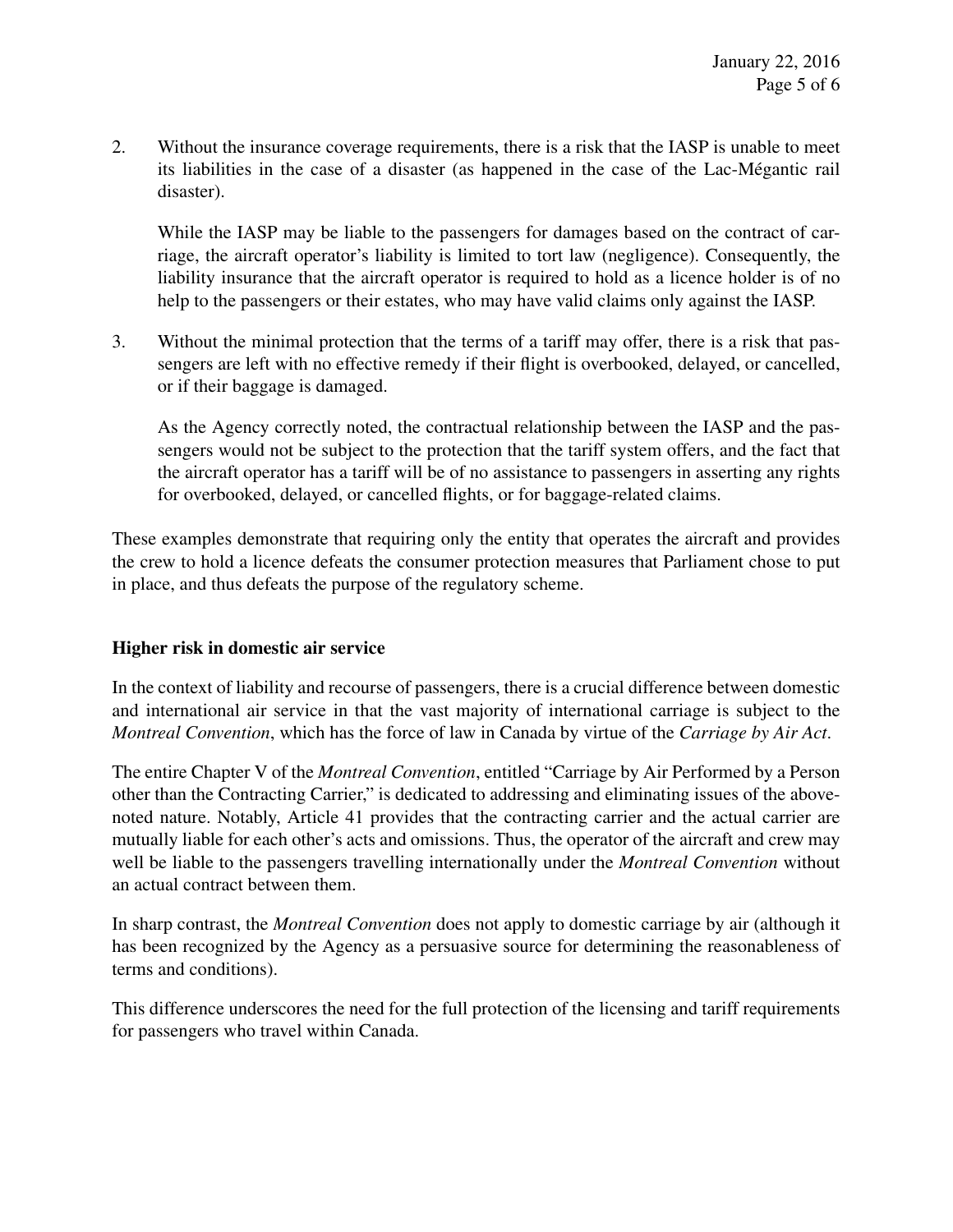2. Without the insurance coverage requirements, there is a risk that the IASP is unable to meet its liabilities in the case of a disaster (as happened in the case of the Lac-Mégantic rail disaster).

   While the IASP may be liable to the passengers for damages based on the contract of carriage, the aircraft operator's liability is limited to tort law (negligence). Consequently, the liability insurance that the aircraft operator is required to hold as a licence holder is of no help to the passengers or their estates, who may have valid claims only against the IASP.

3. Without the minimal protection that the terms of a tariff may offer, there is a risk that passengers are left with no effective remedy if their flight is overbooked, delayed, or cancelled, or if their baggage is damaged.

   As the Agency correctly noted, the contractual relationship between the IASP and the passengers would not be subject to the protection that the tariff system offers, and the fact that the aircraft operator has a tariff will be of no assistance to passengers in asserting any rights for overbooked, delayed, or cancelled flights, or for baggage-related claims.

These examples demonstrate that requiring only the entity that operates the aircraft and provides the crew to hold a licence defeats the consumer protection measures that Parliament chose to put in place, and thus defeats the purpose of the regulatory scheme.

### Higher risk in domestic air service

In the context of liability and recourse of passengers, there is a crucial difference between domestic and international air service in that the vast majority of international carriage is subject to the *Montreal Convention*, which has the force of law in Canada by virtue of the *Carriage by Air Act*.

The entire Chapter V of the *Montreal Convention*, entitled "Carriage by Air Performed by a Person other than the Contracting Carrier," is dedicated to addressing and eliminating issues of the above-noted nature. Notably, Article 41 provides that the contracting carrier and the actual carrier are mutually liable for each other's acts and omissions. Thus, the operator of the aircraft and crew may well be liable to the passengers travelling internationally under the *Montreal Convention* without an actual contract between them.

In sharp contrast, the *Montreal Convention* does not apply to domestic carriage by air (although it has been recognized by the Agency as a persuasive source for determining the reasonableness of terms and conditions).

This difference underscores the need for the full protection of the licensing and tariff requirements for passengers who travel within Canada.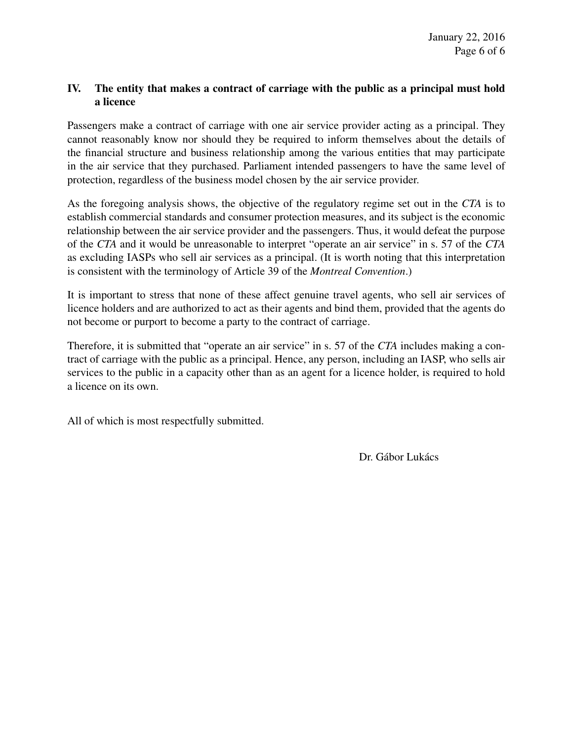## IV. The entity that makes a contract of carriage with the public as a principal must hold a licence

Passengers make a contract of carriage with one air service provider acting as a principal. They cannot reasonably know nor should they be required to inform themselves about the details of the financial structure and business relationship among the various entities that may participate in the air service that they purchased. Parliament intended passengers to have the same level of protection, regardless of the business model chosen by the air service provider.

As the foregoing analysis shows, the objective of the regulatory regime set out in the *CTA* is to establish commercial standards and consumer protection measures, and its subject is the economic relationship between the air service provider and the passengers. Thus, it would defeat the purpose of the *CTA* and it would be unreasonable to interpret "operate an air service" in s. 57 of the *CTA* as excluding IASPs who sell air services as a principal. (It is worth noting that this interpretation is consistent with the terminology of Article 39 of the *Montreal Convention*.)

It is important to stress that none of these affect genuine travel agents, who sell air services of licence holders and are authorized to act as their agents and bind them, provided that the agents do not become or purport to become a party to the contract of carriage.

Therefore, it is submitted that "operate an air service" in s. 57 of the *CTA* includes making a contract of carriage with the public as a principal. Hence, any person, including an IASP, who sells air services to the public in a capacity other than as an agent for a licence holder, is required to hold a licence on its own.

All of which is most respectfully submitted.

Dr. Gábor Lukács